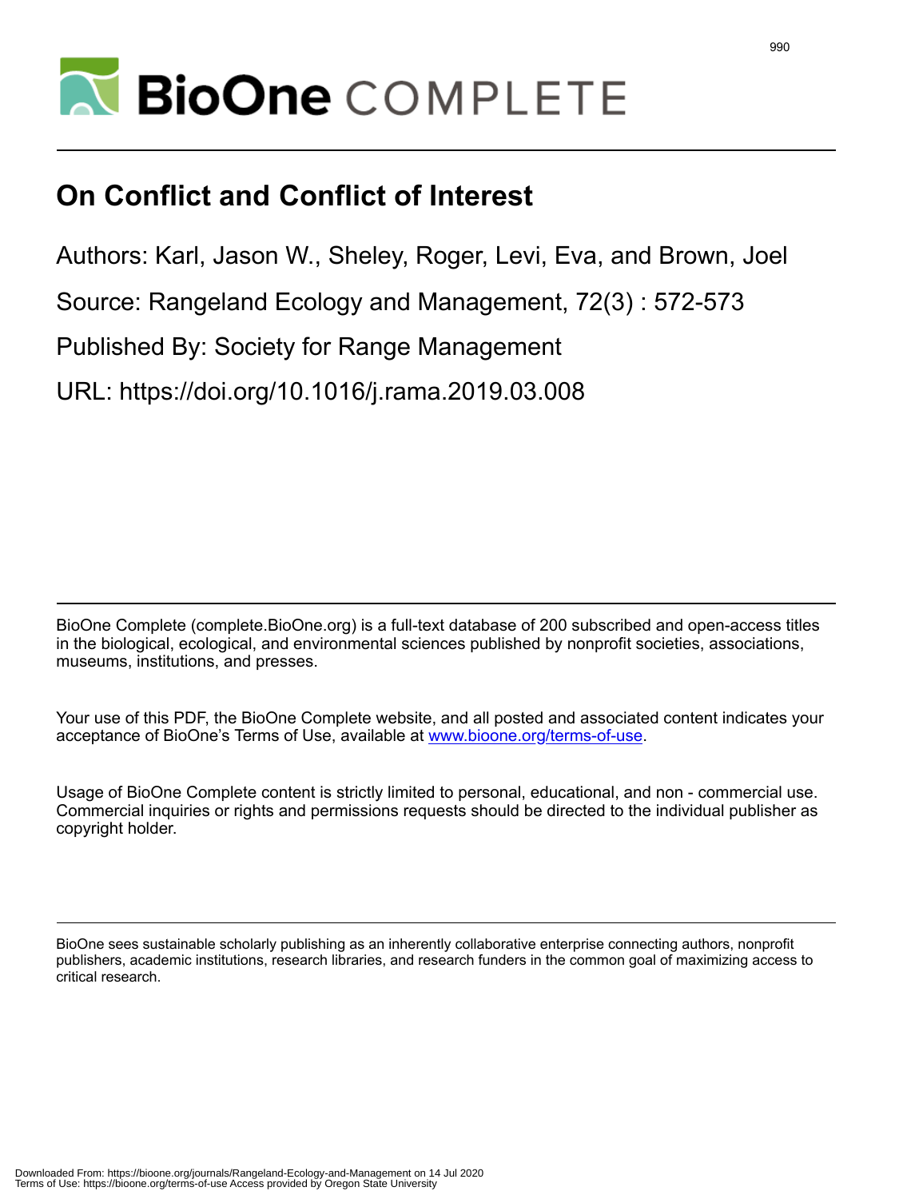# On Conflict and Conflict of Interest

Authors: Karl, Jason W., Sheley, Roger, Levi, Eva, and Brown, Joel

Source: Rangeland Ecology and Management, 72(3) : 572-573

Published By: Society for Range Management

URL: https://doi.org/10.1016/j.rama.2019.03.008

BioOne Complete (complete.BioOne.org) is a full-text database of 200 subscribed and open-access titles in the biological, ecological, and environmental sciences published by nonprofit societies, associations, museums, institutions, and presses.

Your use of this PDF, the BioOne Complete website, and all posted and associated content indicates your acceptance of BioOne's Terms of Use, available at www.bioone.org/terms-of-use.

Usage of BioOne Complete content is strictly limited to personal, educational, and non - commercial use. Commercial inquiries or rights and permissions requests should be directed to the individual publisher as copyright holder.

BioOne sees sustainable scholarly publishing as an inherently collaborative enterprise connecting authors, nonprofit publishers, academic institutions, research libraries, and research funders in the common goal of maximizing access to critical research.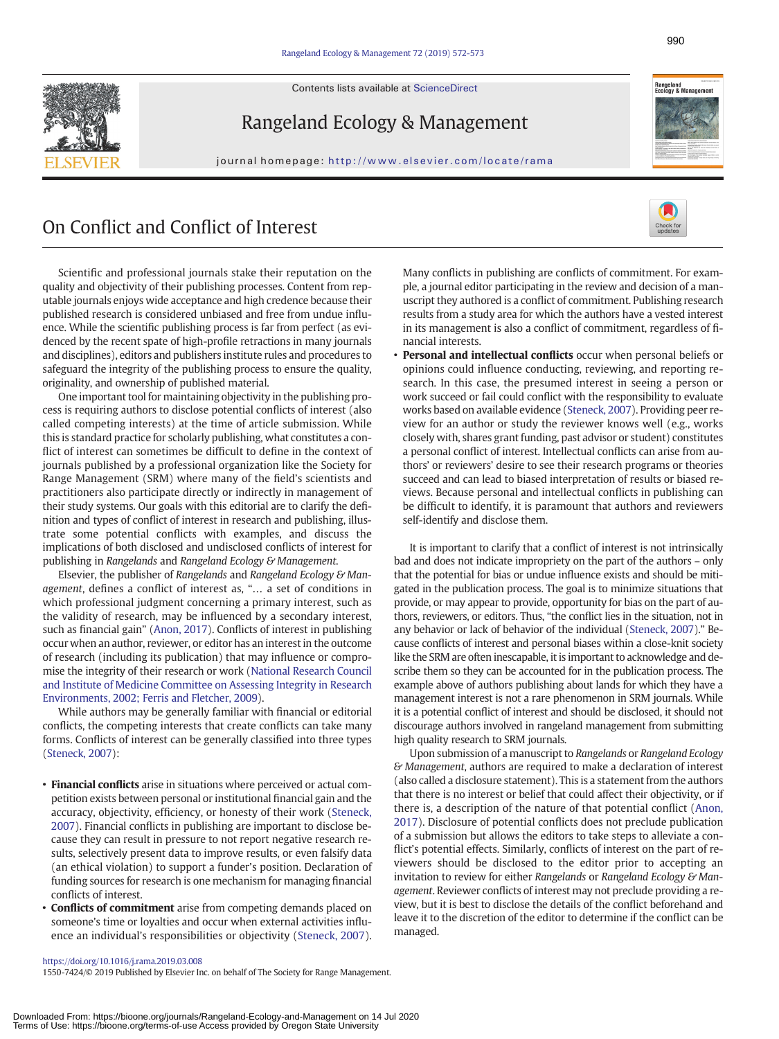# On Conflict and Conflict of Interest

Scientific and professional journals stake their reputation on the quality and objectivity of their publishing processes. Content from reputable journals enjoys wide acceptance and high credence because their published research is considered unbiased and free from undue influence. While the scientific publishing process is far from perfect (as evidenced by the recent spate of high-profile retractions in many journals and disciplines), editors and publishers institute rules and procedures to safeguard the integrity of the publishing process to ensure the quality, originality, and ownership of published material.

One important tool for maintaining objectivity in the publishing process is requiring authors to disclose potential conflicts of interest (also called competing interests) at the time of article submission. While this is standard practice for scholarly publishing, what constitutes a conflict of interest can sometimes be difficult to define in the context of journals published by a professional organization like the Society for Range Management (SRM) where many of the field's scientists and practitioners also participate directly or indirectly in management of their study systems. Our goals with this editorial are to clarify the definition and types of conflict of interest in research and publishing, illustrate some potential conflicts with examples, and discuss the implications of both disclosed and undisclosed conflicts of interest for publishing in *Rangelands* and *Rangeland Ecology & Management*.

Elsevier, the publisher of *Rangelands* and *Rangeland Ecology & Management*, defines a conflict of interest as, "… a set of conditions in which professional judgment concerning a primary interest, such as the validity of research, may be influenced by a secondary interest, such as financial gain" (Anon, 2017). Conflicts of interest in publishing occur when an author, reviewer, or editor has an interest in the outcome of research (including its publication) that may influence or compromise the integrity of their research or work (National Research Council and Institute of Medicine Committee on Assessing Integrity in Research Environments, 2002; Ferris and Fletcher, 2009).

While authors may be generally familiar with financial or editorial conflicts, the competing interests that create conflicts can take many forms. Conflicts of interest can be generally classified into three types (Steneck, 2007):

- **Financial conflicts** arise in situations where perceived or actual competition exists between personal or institutional financial gain and the accuracy, objectivity, efficiency, or honesty of their work (Steneck, 2007). Financial conflicts in publishing are important to disclose because they can result in pressure to not report negative research results, selectively present data to improve results, or even falsify data (an ethical violation) to support a funder's position. Declaration of funding sources for research is one mechanism for managing financial conflicts of interest.
- **Conflicts of commitment** arise from competing demands placed on someone's time or loyalties and occur when external activities influence an individual's responsibilities or objectivity (Steneck, 2007). Many conflicts in publishing are conflicts of commitment. For example, a journal editor participating in the review and decision of a manuscript they authored is a conflict of commitment. Publishing research results from a study area for which the authors have a vested interest in its management is also a conflict of commitment, regardless of financial interests.
- **Personal and intellectual conflicts** occur when personal beliefs or opinions could influence conducting, reviewing, and reporting research. In this case, the presumed interest in seeing a person or work succeed or fail could conflict with the responsibility to evaluate works based on available evidence (Steneck, 2007). Providing peer review for an author or study the reviewer knows well (e.g., works closely with, shares grant funding, past advisor or student) constitutes a personal conflict of interest. Intellectual conflicts can arise from authors' or reviewers' desire to see their research programs or theories succeed and can lead to biased interpretation of results or biased reviews. Because personal and intellectual conflicts in publishing can be difficult to identify, it is paramount that authors and reviewers self-identify and disclose them.

It is important to clarify that a conflict of interest is not intrinsically bad and does not indicate impropriety on the part of the authors – only that the potential for bias or undue influence exists and should be mitigated in the publication process. The goal is to minimize situations that provide, or may appear to provide, opportunity for bias on the part of authors, reviewers, or editors. Thus, "the conflict lies in the situation, not in any behavior or lack of behavior of the individual (Steneck, 2007)." Because conflicts of interest and personal biases within a close-knit society like the SRM are often inescapable, it is important to acknowledge and describe them so they can be accounted for in the publication process. The example above of authors publishing about lands for which they have a management interest is not a rare phenomenon in SRM journals. While it is a potential conflict of interest and should be disclosed, it should not discourage authors involved in rangeland management from submitting high quality research to SRM journals.

Upon submission of a manuscript to *Rangelands* or *Rangeland Ecology & Management*, authors are required to make a declaration of interest (also called a disclosure statement). This is a statement from the authors that there is no interest or belief that could affect their objectivity, or if there is, a description of the nature of that potential conflict (Anon, 2017). Disclosure of potential conflicts does not preclude publication of a submission but allows the editors to take steps to alleviate a conflict's potential effects. Similarly, conflicts of interest on the part of reviewers should be disclosed to the editor prior to accepting an invitation to review for either *Rangelands* or *Rangeland Ecology & Management*. Reviewer conflicts of interest may not preclude providing a review, but it is best to disclose the details of the conflict beforehand and leave it to the discretion of the editor to determine if the conflict can be managed.

https://doi.org/10.1016/j.rama.2019.03.008
1550-7424/© 2019 Published by Elsevier Inc. on behalf of The Society for Range Management.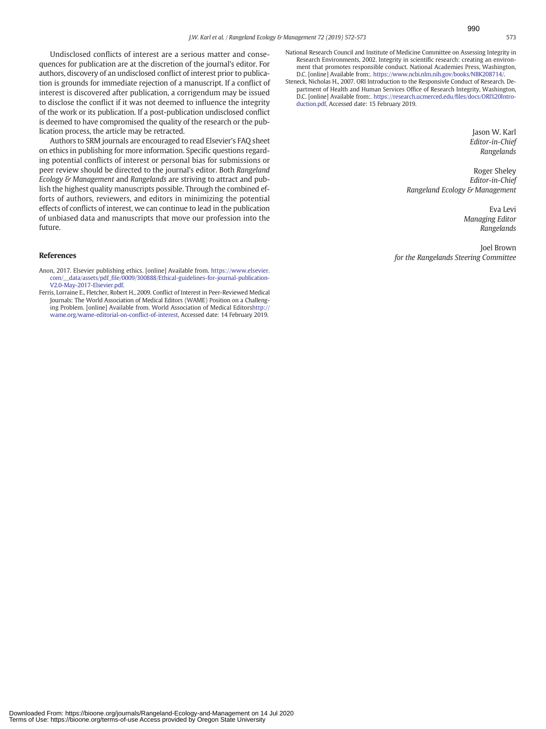Undisclosed conflicts of interest are a serious matter and consequences for publication are at the discretion of the journal's editor. For authors, discovery of an undisclosed conflict of interest prior to publication is grounds for immediate rejection of a manuscript. If a conflict of interest is discovered after publication, a corrigendum may be issued to disclose the conflict if it was not deemed to influence the integrity of the work or its publication. If a post-publication undisclosed conflict is deemed to have compromised the quality of the research or the publication process, the article may be retracted.

Authors to SRM journals are encouraged to read Elsevier's FAQ sheet on ethics in publishing for more information. Specific questions regarding potential conflicts of interest or personal bias for submissions or peer review should be directed to the journal's editor. Both *Rangeland Ecology & Management* and *Rangelands* are striving to attract and publish the highest quality manuscripts possible. Through the combined efforts of authors, reviewers, and editors in minimizing the potential effects of conflicts of interest, we can continue to lead in the publication of unbiased data and manuscripts that move our profession into the future.

## References

Anon, 2017. Elsevier publishing ethics. [online] Available from. https://www.elsevier.com/__data/assets/pdf_file/0009/300888/Ethical-guidelines-for-journal-publication-V2.0-May-2017-Elsevier.pdf.

Ferris, Lorraine E., Fletcher, Robert H., 2009. Conflict of Interest in Peer-Reviewed Medical Journals: The World Association of Medical Editors (WAME) Position on a Challenging Problem. [online] Available from. World Association of Medical Editorshttp://wame.org/wame-editorial-on-conflict-of-interest, Accessed date: 14 February 2019.

National Research Council and Institute of Medicine Committee on Assessing Integrity in Research Environments, 2002. Integrity in scientific research: creating an environment that promotes responsible conduct. National Academies Press, Washington, D.C. [online] Available from:. https://www.ncbi.nlm.nih.gov/books/NBK208714/.

Steneck, Nicholas H., 2007. ORI Introduction to the Responsivle Conduct of Research. Department of Health and Human Services Office of Research Integrity, Washington, D.C. [online] Available from:. https://research.ucmerced.edu/files/docs/ORI%20Introduction.pdf, Accessed date: 15 February 2019.

Jason W. Karl
*Editor-in-Chief*
*Rangelands*

Roger Sheley
*Editor-in-Chief*
*Rangeland Ecology & Management*

Eva Levi
*Managing Editor*
*Rangelands*

Joel Brown
*for the Rangelands Steering Committee*